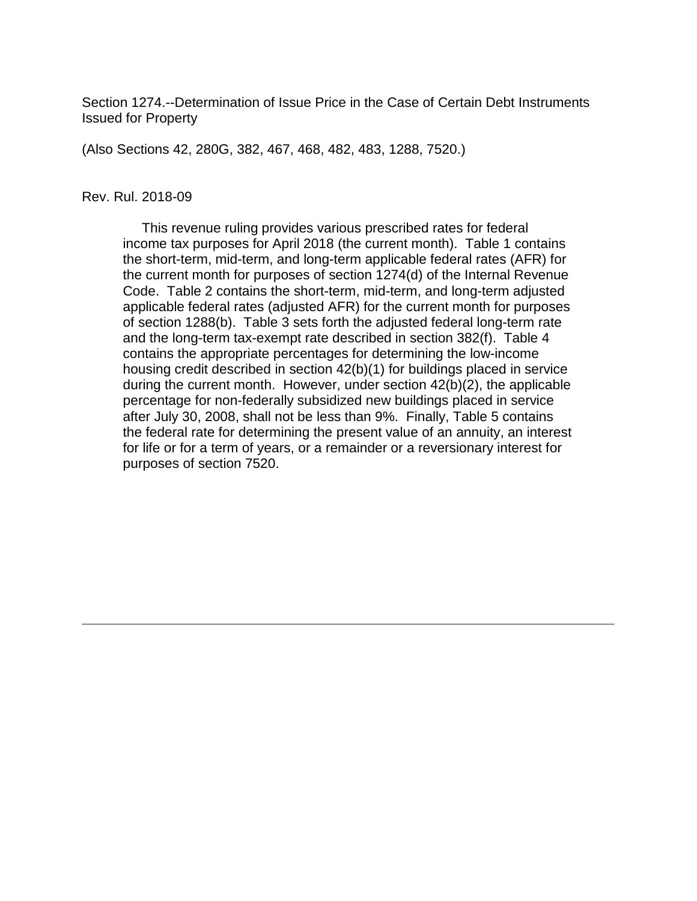Section 1274.--Determination of Issue Price in the Case of Certain Debt Instruments Issued for Property

(Also Sections 42, 280G, 382, 467, 468, 482, 483, 1288, 7520.)

Rev. Rul. 2018-09

This revenue ruling provides various prescribed rates for federal income tax purposes for April 2018 (the current month). Table 1 contains the short-term, mid-term, and long-term applicable federal rates (AFR) for the current month for purposes of section 1274(d) of the Internal Revenue Code. Table 2 contains the short-term, mid-term, and long-term adjusted applicable federal rates (adjusted AFR) for the current month for purposes of section 1288(b). Table 3 sets forth the adjusted federal long-term rate and the long-term tax-exempt rate described in section 382(f). Table 4 contains the appropriate percentages for determining the low-income housing credit described in section 42(b)(1) for buildings placed in service during the current month. However, under section 42(b)(2), the applicable percentage for non-federally subsidized new buildings placed in service after July 30, 2008, shall not be less than 9%. Finally, Table 5 contains the federal rate for determining the present value of an annuity, an interest for life or for a term of years, or a remainder or a reversionary interest for purposes of section 7520.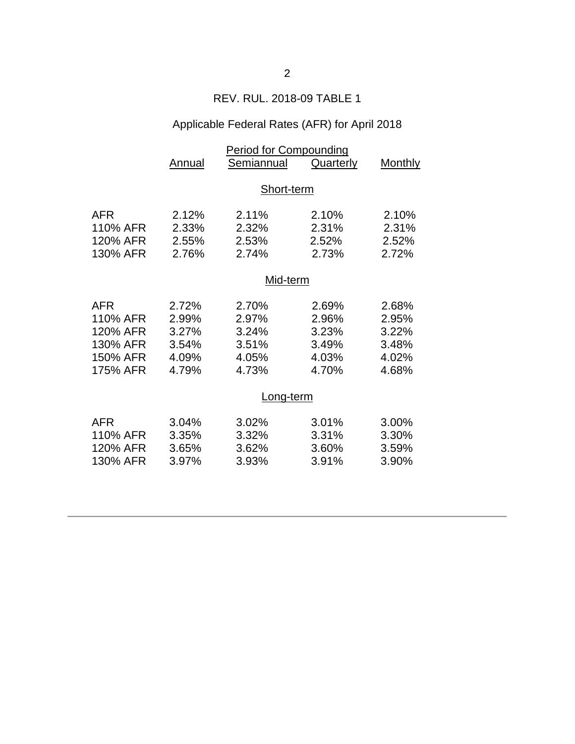## REV. RUL. 2018-09 TABLE 1

### Applicable Federal Rates (AFR) for April 2018

| | Period for Compounding | | | |
|---|---|---|---|---|
| | Annual | Semiannual | Quarterly | Monthly |
| **Short-term** | | | | |
| AFR | 2.12% | 2.11% | 2.10% | 2.10% |
| 110% AFR | 2.33% | 2.32% | 2.31% | 2.31% |
| 120% AFR | 2.55% | 2.53% | 2.52% | 2.52% |
| 130% AFR | 2.76% | 2.74% | 2.73% | 2.72% |
| **Mid-term** | | | | |
| AFR | 2.72% | 2.70% | 2.69% | 2.68% |
| 110% AFR | 2.99% | 2.97% | 2.96% | 2.95% |
| 120% AFR | 3.27% | 3.24% | 3.23% | 3.22% |
| 130% AFR | 3.54% | 3.51% | 3.49% | 3.48% |
| 150% AFR | 4.09% | 4.05% | 4.03% | 4.02% |
| 175% AFR | 4.79% | 4.73% | 4.70% | 4.68% |
| **Long-term** | | | | |
| AFR | 3.04% | 3.02% | 3.01% | 3.00% |
| 110% AFR | 3.35% | 3.32% | 3.31% | 3.30% |
| 120% AFR | 3.65% | 3.62% | 3.60% | 3.59% |
| 130% AFR | 3.97% | 3.93% | 3.91% | 3.90% |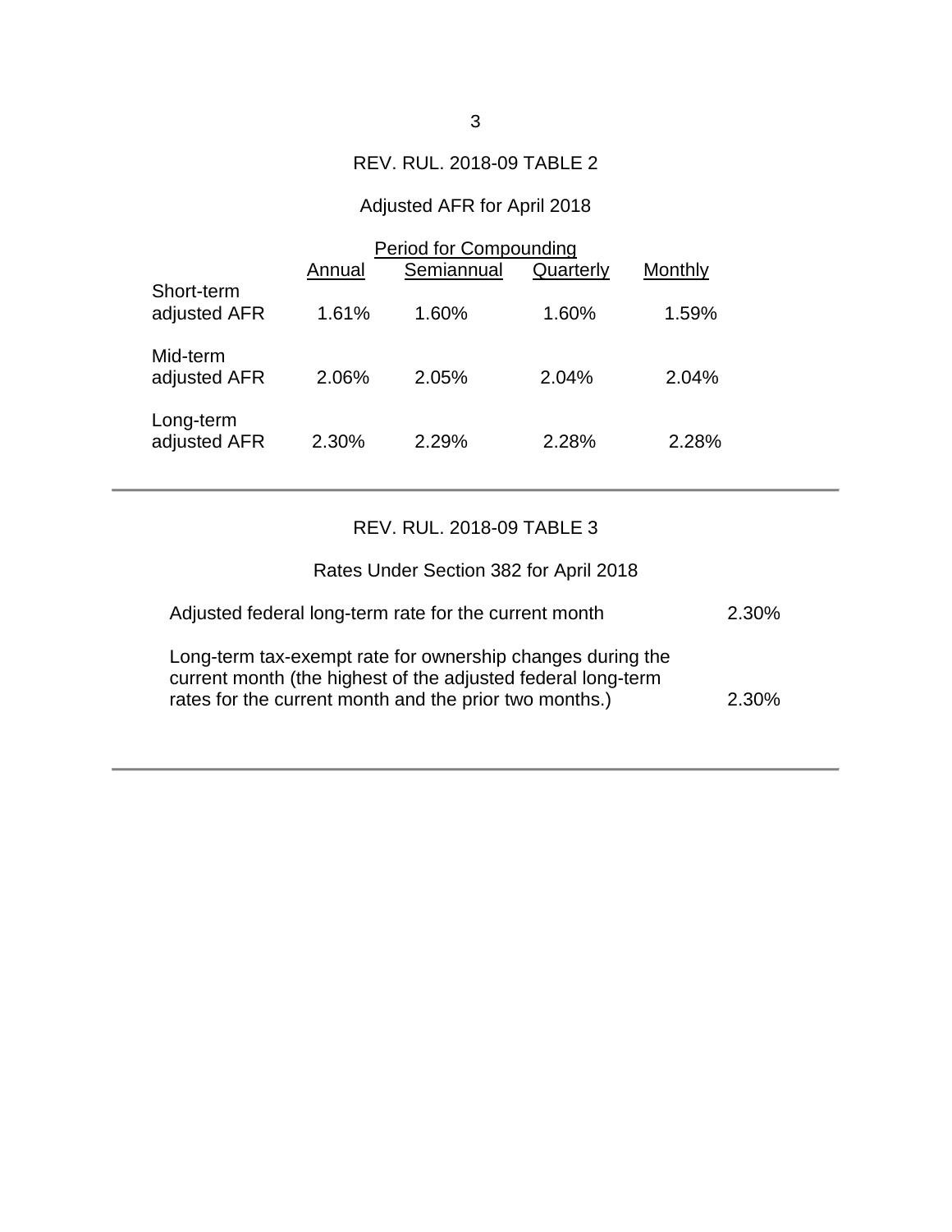REV. RUL. 2018-09 TABLE 2

Adjusted AFR for April 2018

| | Period for Compounding | | | |
|---|---|---|---|---|
| | Annual | Semiannual | Quarterly | Monthly |
| Short-term adjusted AFR | 1.61% | 1.60% | 1.60% | 1.59% |
| Mid-term adjusted AFR | 2.06% | 2.05% | 2.04% | 2.04% |
| Long-term adjusted AFR | 2.30% | 2.29% | 2.28% | 2.28% |

---

REV. RUL. 2018-09 TABLE 3

Rates Under Section 382 for April 2018

| | |
|---|---|
| Adjusted federal long-term rate for the current month | 2.30% |
| Long-term tax-exempt rate for ownership changes during the current month (the highest of the adjusted federal long-term rates for the current month and the prior two months.) | 2.30% |

---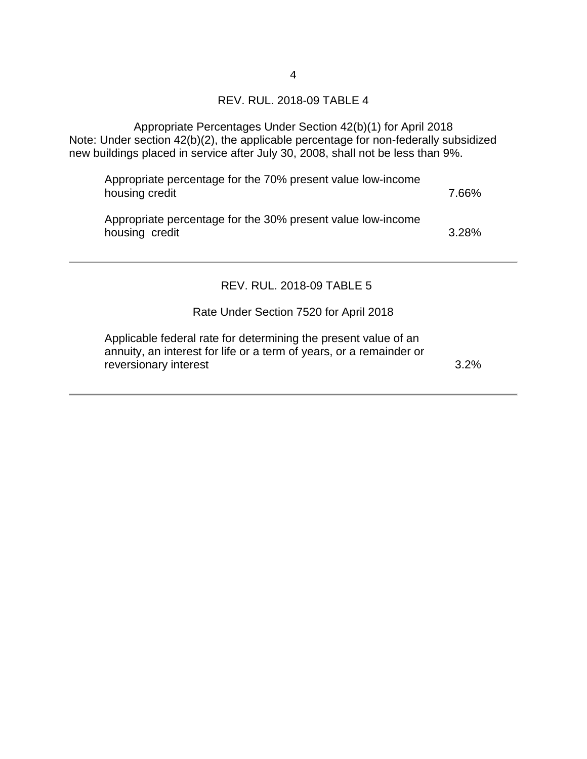## REV. RUL. 2018-09 TABLE 4

Appropriate Percentages Under Section 42(b)(1) for April 2018

Note: Under section 42(b)(2), the applicable percentage for non-federally subsidized new buildings placed in service after July 30, 2008, shall not be less than 9%.

| | |
|---|---|
| Appropriate percentage for the 70% present value low-income housing credit | 7.66% |
| Appropriate percentage for the 30% present value low-income housing credit | 3.28% |

---

## REV. RUL. 2018-09 TABLE 5

Rate Under Section 7520 for April 2018

| | |
|---|---|
| Applicable federal rate for determining the present value of an annuity, an interest for life or a term of years, or a remainder or reversionary interest | 3.2% |

---